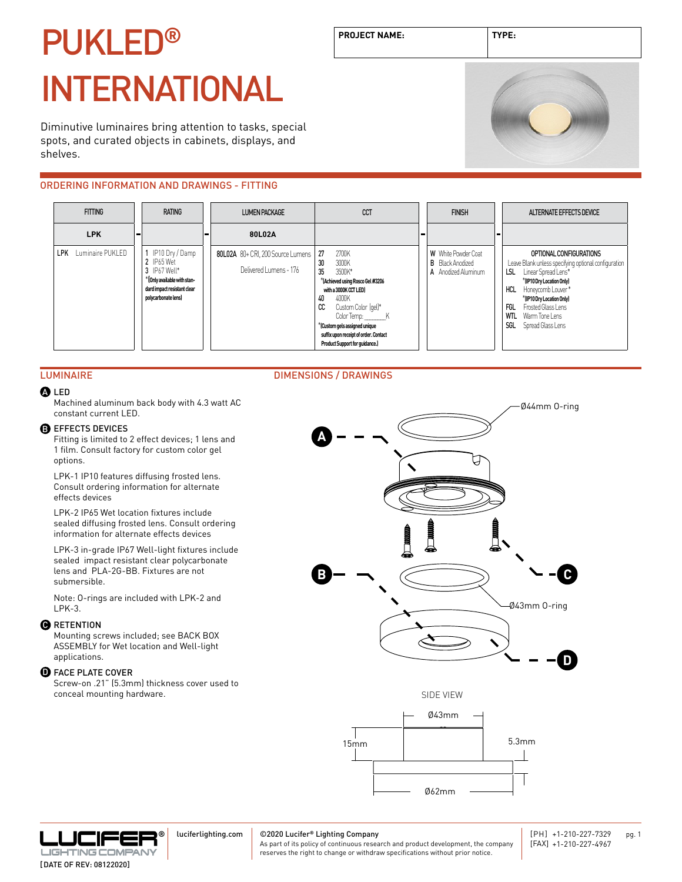# PUKLED®

# INTERNATIONAL

| PROJECT NAME: | TYPE: |
|---|---|
| | |

Diminutive luminaires bring attention to tasks, special spots, and curated objects in cabinets, displays, and shelves.

## ORDERING INFORMATION AND DRAWINGS - FITTING

| FITTING | RATING | LUMEN PACKAGE | CCT | FINISH | ALTERNATE EFFECTS DEVICE |
|---|---|---|---|---|---|
| **LPK** | - | **80L02A** | - | - | |
| LPK Luminaire PUKLED | 1 IP10 Dry / Damp<br>2 IP65 Wet<br>3 IP67 Well*<br>*(Only available with standard impact resistant clear polycarbonate lens) | 80L02A 80+ CRI, 200 Source Lumens<br>Delivered Lumens - 176 | 27 2700K<br>30 3000K<br>35 3500K*<br>*(Achieved using Rosco Gel #3206 with a 3000K CCT LED)<br>40 4000K<br>CC Custom Color (gel)*<br>Color Temp: _______K<br>*(Custom gels assigned unique suffix upon receipt of order. Contact Product Support for guidance.) | W White Powder Coat<br>B Black Anodized<br>A Anodized Aluminum | OPTIONAL CONFIGURATIONS<br>Leave Blank unless specifying optional configuration<br>LSL Linear Spread Lens*<br>*(IP10 Dry Location Only)<br>HCL Honeycomb Louver*<br>*(IP10 Dry Location Only)<br>FGL Frosted Glass Lens<br>WTL Warm Tone Lens<br>SGL Spread Glass Lens |

## LUMINAIRE

**A LED**
Machined aluminum back body with 4.3 watt AC constant current LED.

**B EFFECTS DEVICES**
Fitting is limited to 2 effect devices; 1 lens and 1 film. Consult factory for custom color gel options.

LPK-1 IP10 features diffusing frosted lens. Consult ordering information for alternate effects devices

LPK-2 IP65 Wet location fixtures include sealed diffusing frosted lens. Consult ordering information for alternate effects devices

LPK-3 in-grade IP67 Well-light fixtures include sealed impact resistant clear polycarbonate lens and PLA-2G-BB. Fixtures are not submersible.

Note: O-rings are included with LPK-2 and LPK-3.

**C RETENTION**
Mounting screws included; see BACK BOX ASSEMBLY for Wet location and Well-light applications.

**D FACE PLATE COVER**
Screw-on .21" (5.3mm) thickness cover used to conceal mounting hardware.

## DIMENSIONS / DRAWINGS

Ø44mm O-ring

Ø43mm O-ring

SIDE VIEW

Ø43mm

15mm

5.3mm

Ø62mm

luciferlighting.com

©2020 Lucifer® Lighting Company
As part of its policy of continuous research and product development, the company reserves the right to change or withdraw specifications without prior notice.

[PH] +1-210-227-7329
[FAX] +1-210-227-4967

[DATE OF REV: 08122020]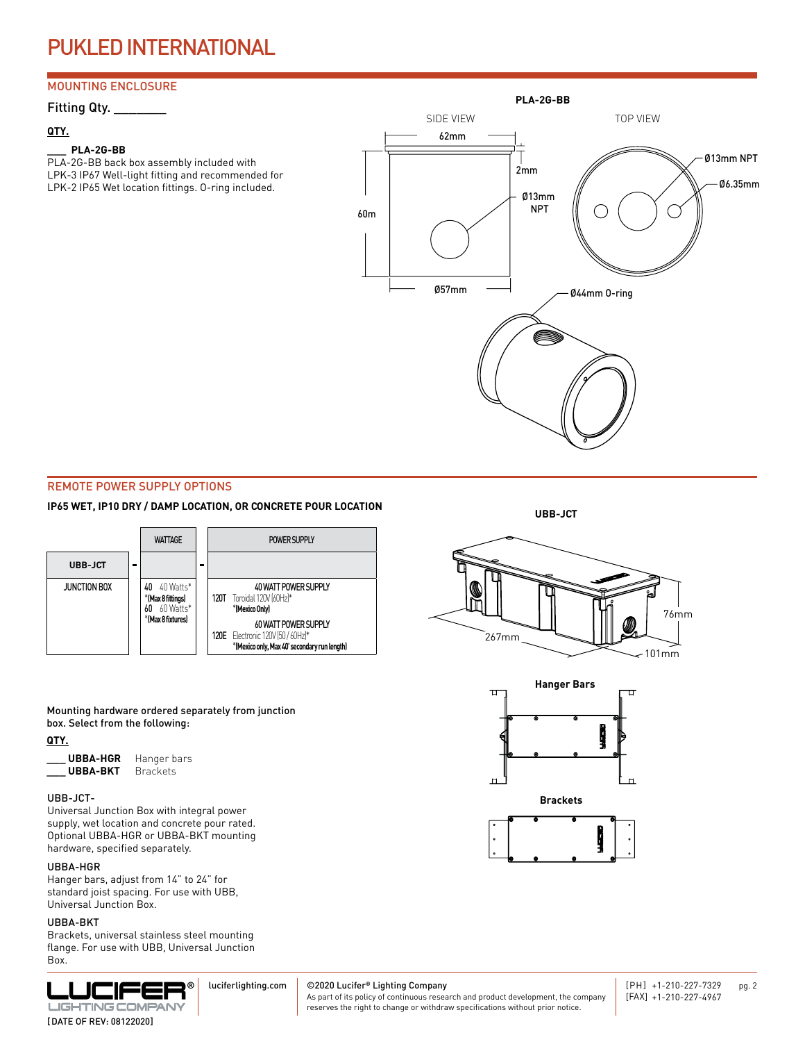# PUKLED INTERNATIONAL

## MOUNTING ENCLOSURE

Fitting Qty. ________

**QTY.**

___ **PLA-2G-BB**
PLA-2G-BB back box assembly included with LPK-3 IP67 Well-light fitting and recommended for LPK-2 IP65 Wet location fittings. O-ring included.

**PLA-2G-BB**

SIDE VIEW — 62mm, 2mm, Ø13mm NPT, 60m, Ø57mm

TOP VIEW — Ø13mm NPT, Ø6.35mm

Ø44mm O-ring

## REMOTE POWER SUPPLY OPTIONS

**IP65 WET, IP10 DRY / DAMP LOCATION, OR CONCRETE POUR LOCATION**

| | | WATTAGE | | POWER SUPPLY |
|---|---|---|---|---|
| **UBB-JCT** | - | | - | |
| JUNCTION BOX | | 40 40 Watts* *(Max 8 fittings) 60 60 Watts* *(Max 8 fixtures) | | **40 WATT POWER SUPPLY** 120T Toroidal 120V (60Hz)* *(Mexico Only) **60 WATT POWER SUPPLY** 120E Electronic 120V (50 / 60Hz)* *(Mexico only, Max 40' secondary run length) |

**UBB-JCT**

267mm, 76mm, 101mm

Mounting hardware ordered separately from junction box. Select from the following:

**QTY.**

___ **UBBA-HGR** Hanger bars
___ **UBBA-BKT** Brackets

**Hanger Bars**

**Brackets**

UBB-JCT-
Universal Junction Box with integral power supply, wet location and concrete pour rated. Optional UBBA-HGR or UBBA-BKT mounting hardware, specified separately.

UBBA-HGR
Hanger bars, adjust from 14" to 24" for standard joist spacing. For use with UBB, Universal Junction Box.

UBBA-BKT
Brackets, universal stainless steel mounting flange. For use with UBB, Universal Junction Box.

LUCIFER® LIGHTING COMPANY

[DATE OF REV: 08122020]

luciferlighting.com

©2020 Lucifer® Lighting Company
As part of its policy of continuous research and product development, the company reserves the right to change or withdraw specifications without prior notice.

[PH] +1-210-227-7329
[FAX] +1-210-227-4967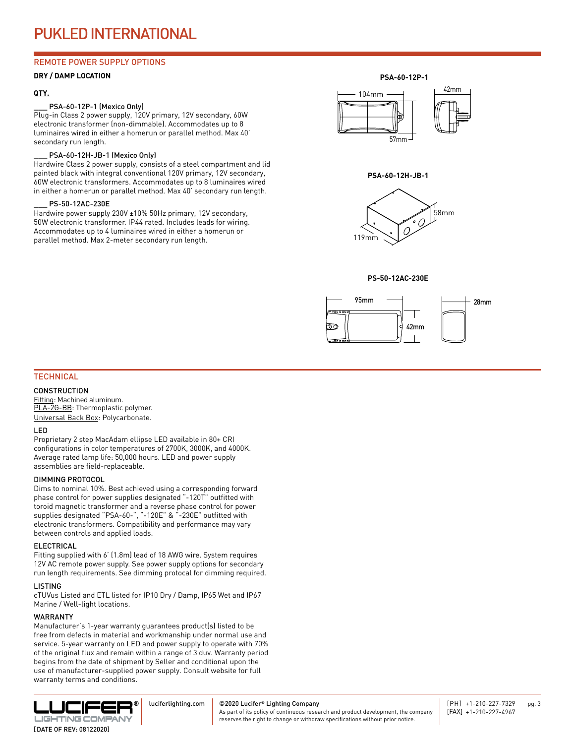# PUKLED INTERNATIONAL

## REMOTE POWER SUPPLY OPTIONS

**DRY / DAMP LOCATION**

**QTY.**

\_\_\_\_ PSA-60-12P-1 (Mexico Only)
Plug-in Class 2 power supply, 120V primary, 12V secondary, 60W electronic transformer (non-dimmable). Accommodates up to 8 luminaires wired in either a homerun or parallel method. Max 40' secondary run length.

\_\_\_\_ PSA-60-12H-JB-1 (Mexico Only)
Hardwire Class 2 power supply, consists of a steel compartment and lid painted black with integral conventional 120V primary, 12V secondary, 60W electronic transformers. Accommodates up to 8 luminaires wired in either a homerun or parallel method. Max 40' secondary run length.

\_\_\_\_ PS-50-12AC-230E
Hardware power supply 230V ±10% 50Hz primary, 12V secondary, 50W electronic transformer. IP44 rated. Includes leads for wiring. Accommodates up to 4 luminaires wired in either a homerun or parallel method. Max 2-meter secondary run length.

**PSA-60-12P-1**

104mm
42mm
57mm

**PSA-60-12H-JB-1**

58mm
119mm

**PS-50-12AC-230E**

95mm
28mm
42mm

## TECHNICAL

### CONSTRUCTION

Fitting: Machined aluminum.
PLA-2G-BB: Thermoplastic polymer.
Universal Back Box: Polycarbonate.

### LED

Proprietary 2 step MacAdam ellipse LED available in 80+ CRI configurations in color temperatures of 2700K, 3000K, and 4000K. Average rated lamp life: 50,000 hours. LED and power supply assemblies are field-replaceable.

### DIMMING PROTOCOL

Dims to nominal 10%. Best achieved using a corresponding forward phase control for power supplies designated "-120T" outfitted with toroid magnetic transformer and a reverse phase control for power supplies designated "PSA-60-", "-120E" & "-230E" outfitted with electronic transformers. Compatibility and performance may vary between controls and applied loads.

### ELECTRICAL

Fitting supplied with 6' (1.8m) lead of 18 AWG wire. System requires 12V AC remote power supply. See power supply options for secondary run length requirements. See dimming protocal for dimming required.

### LISTING

cTUVus Listed and ETL listed for IP10 Dry / Damp, IP65 Wet and IP67 Marine / Well-light locations.

### WARRANTY

Manufacturer's 1-year warranty guarantees product(s) listed to be free from defects in material and workmanship under normal use and service. 5-year warranty on LED and power supply to operate with 70% of the original flux and remain within a range of 3 duv. Warranty period begins from the date of shipment by Seller and conditional upon the use of manufacturer-supplied power supply. Consult website for full warranty terms and conditions.

LUCIFER® LIGHTING COMPANY
[DATE OF REV: 08122020]

luciferlighting.com

©2020 Lucifer® Lighting Company
As part of its policy of continuous research and product development, the company reserves the right to change or withdraw specifications without prior notice.

[PH] +1-210-227-7329
[FAX] +1-210-227-4967